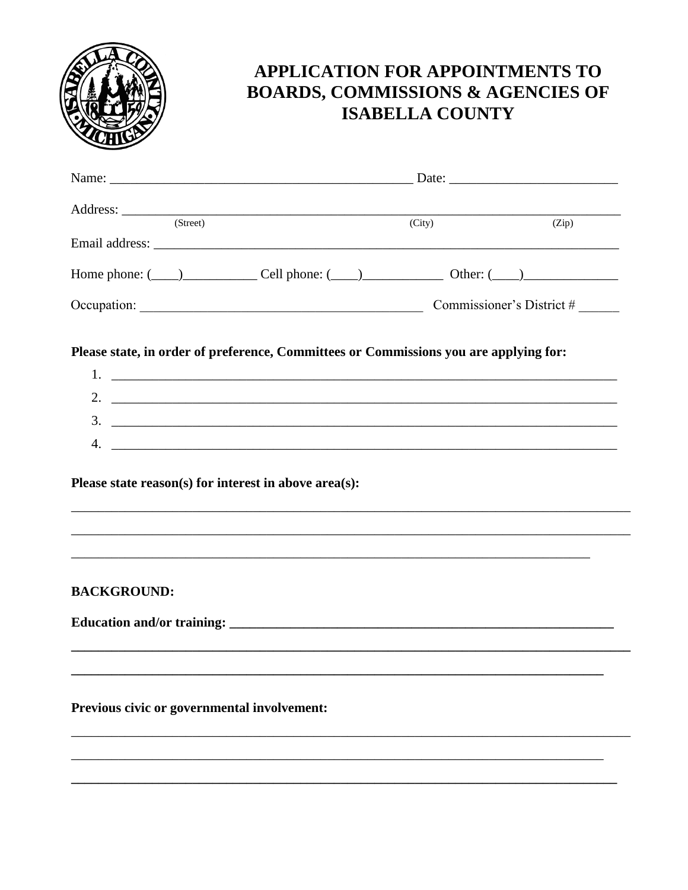# APPLICATION FOR APPOINTMENTS TO BOARDS, COMMISSIONS & AGENCIES OF ISABELLA COUNTY

Name: ____________________________________________ Date: ________________________

Address: __________________________________________________________________________
(Street) (City) (Zip)

Email address: _____________________________________________________________________

Home phone: (____)__________ Cell phone: (____)___________ Other: (____)_____________

Occupation: ________________________________________ Commissioner's District # ______

**Please state, in order of preference, Committees or Commissions you are applying for:**

1. ___________________________________________________________________________
2. ___________________________________________________________________________
3. ___________________________________________________________________________
4. ___________________________________________________________________________

**Please state reason(s) for interest in above area(s):**

_______________________________________________________________________________

_______________________________________________________________________________

_____________________________________________________________________________

**BACKGROUND:**

**Education and/or training:** _________________________________________________________

_______________________________________________________________________________

_____________________________________________________________________________

**Previous civic or governmental involvement:**

_______________________________________________________________________________

_____________________________________________________________________________

_____________________________________________________________________________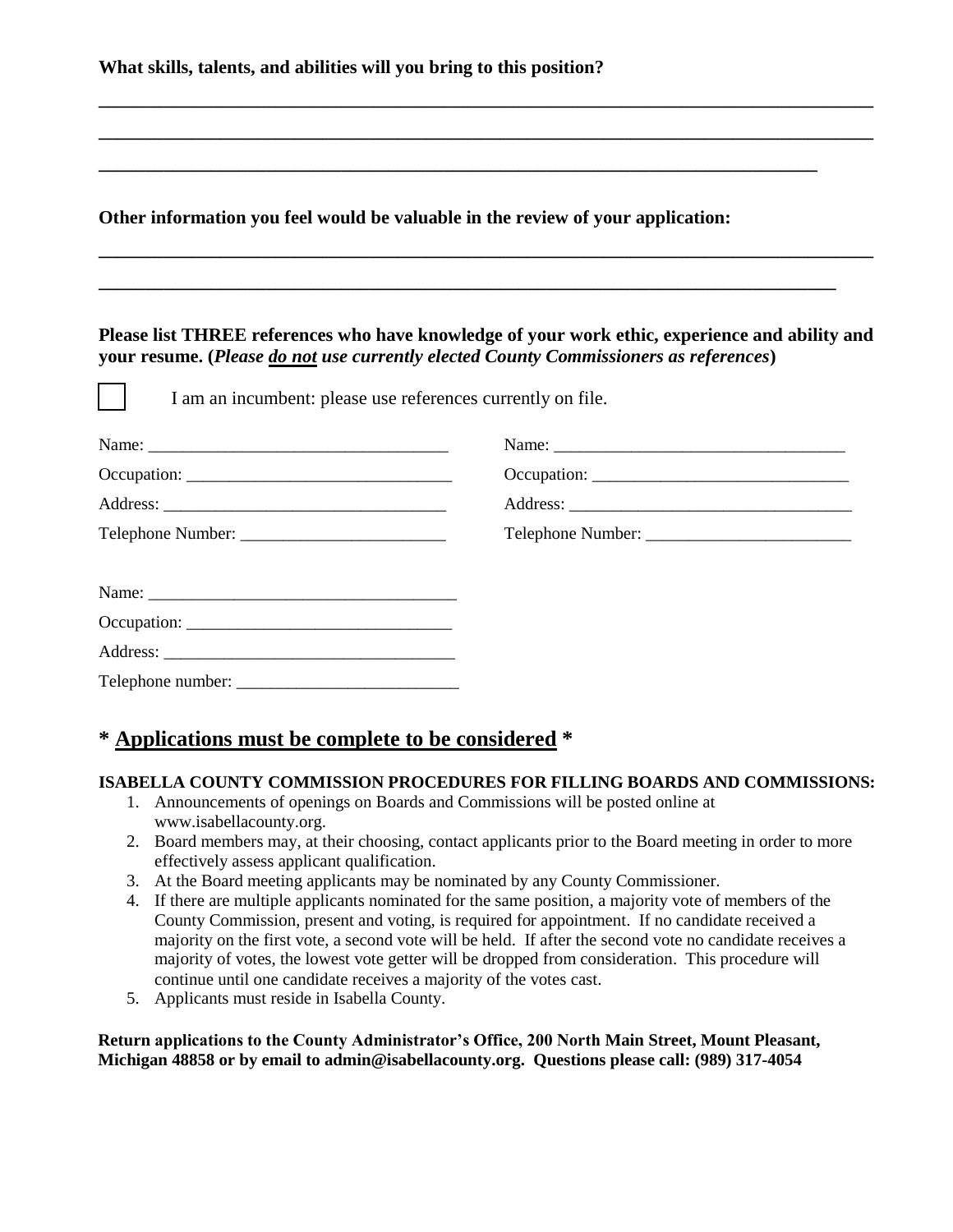**What skills, talents, and abilities will you bring to this position?**

\_\_\_\_\_\_\_\_\_\_\_\_\_\_\_\_\_\_\_\_\_\_\_\_\_\_\_\_\_\_\_\_\_\_\_\_\_\_\_\_\_\_\_\_\_\_\_\_\_\_\_\_\_\_\_\_\_\_\_\_\_\_\_\_\_\_\_\_\_\_\_\_\_\_\_\_\_\_

\_\_\_\_\_\_\_\_\_\_\_\_\_\_\_\_\_\_\_\_\_\_\_\_\_\_\_\_\_\_\_\_\_\_\_\_\_\_\_\_\_\_\_\_\_\_\_\_\_\_\_\_\_\_\_\_\_\_\_\_\_\_\_\_\_\_\_\_\_\_\_\_\_\_\_\_\_\_

\_\_\_\_\_\_\_\_\_\_\_\_\_\_\_\_\_\_\_\_\_\_\_\_\_\_\_\_\_\_\_\_\_\_\_\_\_\_\_\_\_\_\_\_\_\_\_\_\_\_\_\_\_\_\_\_\_\_\_\_\_\_\_\_\_\_\_\_\_\_\_\_\_

**Other information you feel would be valuable in the review of your application:**

\_\_\_\_\_\_\_\_\_\_\_\_\_\_\_\_\_\_\_\_\_\_\_\_\_\_\_\_\_\_\_\_\_\_\_\_\_\_\_\_\_\_\_\_\_\_\_\_\_\_\_\_\_\_\_\_\_\_\_\_\_\_\_\_\_\_\_\_\_\_\_\_\_\_\_\_\_\_

\_\_\_\_\_\_\_\_\_\_\_\_\_\_\_\_\_\_\_\_\_\_\_\_\_\_\_\_\_\_\_\_\_\_\_\_\_\_\_\_\_\_\_\_\_\_\_\_\_\_\_\_\_\_\_\_\_\_\_\_\_\_\_\_\_\_\_\_\_\_\_\_\_\_\_

**Please list THREE references who have knowledge of your work ethic, experience and ability and your resume. (*Please do not use currently elected County Commissioners as references*)**

☐ I am an incumbent: please use references currently on file.

Name: \_\_\_\_\_\_\_\_\_\_\_\_\_\_\_\_\_\_\_\_\_\_\_\_\_\_\_\_\_\_\_\_\_\_\_\_

Occupation: \_\_\_\_\_\_\_\_\_\_\_\_\_\_\_\_\_\_\_\_\_\_\_\_\_\_\_\_\_\_\_

Address: \_\_\_\_\_\_\_\_\_\_\_\_\_\_\_\_\_\_\_\_\_\_\_\_\_\_\_\_\_\_\_\_\_\_

Telephone Number: \_\_\_\_\_\_\_\_\_\_\_\_\_\_\_\_\_\_\_\_\_\_\_\_

Name: \_\_\_\_\_\_\_\_\_\_\_\_\_\_\_\_\_\_\_\_\_\_\_\_\_\_\_\_\_\_\_\_\_\_\_\_

Occupation: \_\_\_\_\_\_\_\_\_\_\_\_\_\_\_\_\_\_\_\_\_\_\_\_\_\_\_\_\_\_\_

Address: \_\_\_\_\_\_\_\_\_\_\_\_\_\_\_\_\_\_\_\_\_\_\_\_\_\_\_\_\_\_\_\_\_\_

Telephone Number: \_\_\_\_\_\_\_\_\_\_\_\_\_\_\_\_\_\_\_\_\_\_\_\_

Name: \_\_\_\_\_\_\_\_\_\_\_\_\_\_\_\_\_\_\_\_\_\_\_\_\_\_\_\_\_\_\_\_\_\_\_\_

Occupation: \_\_\_\_\_\_\_\_\_\_\_\_\_\_\_\_\_\_\_\_\_\_\_\_\_\_\_\_\_\_\_

Address: \_\_\_\_\_\_\_\_\_\_\_\_\_\_\_\_\_\_\_\_\_\_\_\_\_\_\_\_\_\_\_\_\_\_

Telephone number: \_\_\_\_\_\_\_\_\_\_\_\_\_\_\_\_\_\_\_\_\_\_\_\_\_\_

## * Applications must be complete to be considered *

**ISABELLA COUNTY COMMISSION PROCEDURES FOR FILLING BOARDS AND COMMISSIONS:**

1. Announcements of openings on Boards and Commissions will be posted online at www.isabellacounty.org.
2. Board members may, at their choosing, contact applicants prior to the Board meeting in order to more effectively assess applicant qualification.
3. At the Board meeting applicants may be nominated by any County Commissioner.
4. If there are multiple applicants nominated for the same position, a majority vote of members of the County Commission, present and voting, is required for appointment. If no candidate received a majority on the first vote, a second vote will be held. If after the second vote no candidate receives a majority of votes, the lowest vote getter will be dropped from consideration. This procedure will continue until one candidate receives a majority of the votes cast.
5. Applicants must reside in Isabella County.

**Return applications to the County Administrator's Office, 200 North Main Street, Mount Pleasant, Michigan 48858 or by email to admin@isabellacounty.org. Questions please call: (989) 317-4054**